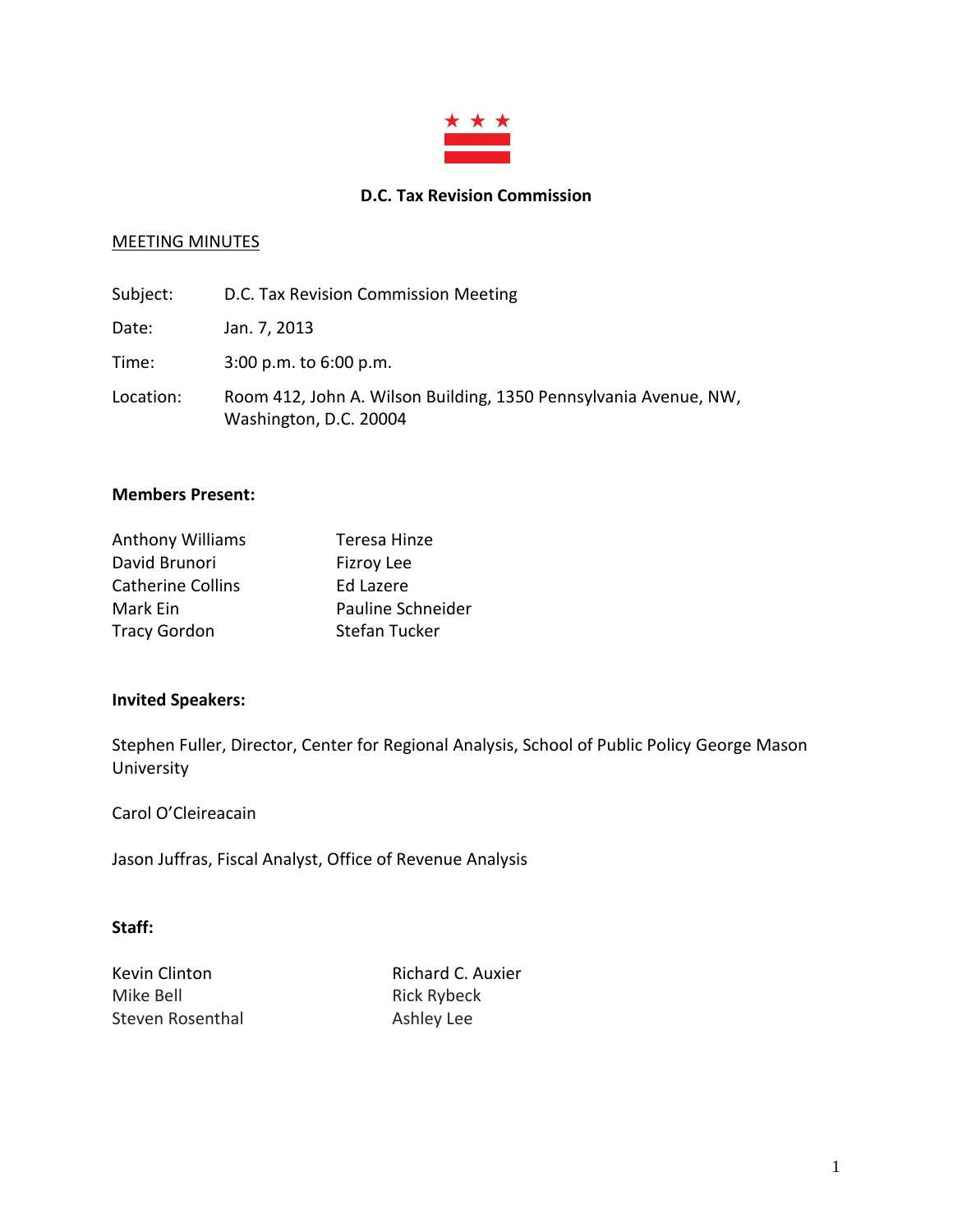# D.C. Tax Revision Commission

MEETING MINUTES

Subject: D.C. Tax Revision Commission Meeting

Date: Jan. 7, 2013

Time: 3:00 p.m. to 6:00 p.m.

Location: Room 412, John A. Wilson Building, 1350 Pennsylvania Avenue, NW, Washington, D.C. 20004

**Members Present:**

Anthony Williams
David Brunori
Catherine Collins
Mark Ein
Tracy Gordon
Teresa Hinze
Fizroy Lee
Ed Lazere
Pauline Schneider
Stefan Tucker

**Invited Speakers:**

Stephen Fuller, Director, Center for Regional Analysis, School of Public Policy George Mason University

Carol O'Cleireacain

Jason Juffras, Fiscal Analyst, Office of Revenue Analysis

**Staff:**

Kevin Clinton
Mike Bell
Steven Rosenthal
Richard C. Auxier
Rick Rybeck
Ashley Lee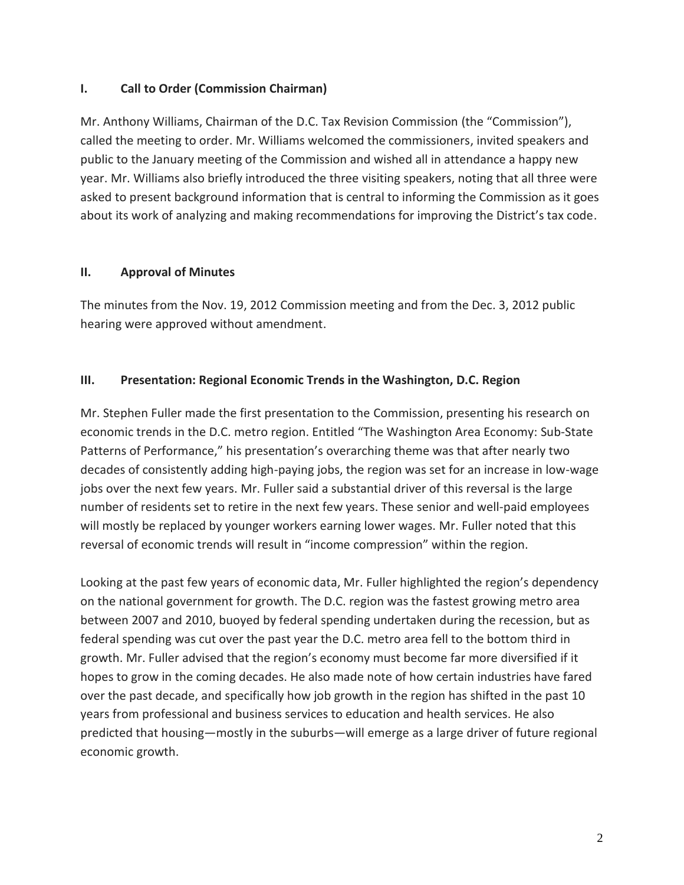## I. Call to Order (Commission Chairman)

Mr. Anthony Williams, Chairman of the D.C. Tax Revision Commission (the "Commission"), called the meeting to order. Mr. Williams welcomed the commissioners, invited speakers and public to the January meeting of the Commission and wished all in attendance a happy new year. Mr. Williams also briefly introduced the three visiting speakers, noting that all three were asked to present background information that is central to informing the Commission as it goes about its work of analyzing and making recommendations for improving the District's tax code.

## II. Approval of Minutes

The minutes from the Nov. 19, 2012 Commission meeting and from the Dec. 3, 2012 public hearing were approved without amendment.

## III. Presentation: Regional Economic Trends in the Washington, D.C. Region

Mr. Stephen Fuller made the first presentation to the Commission, presenting his research on economic trends in the D.C. metro region. Entitled "The Washington Area Economy: Sub-State Patterns of Performance," his presentation's overarching theme was that after nearly two decades of consistently adding high-paying jobs, the region was set for an increase in low-wage jobs over the next few years. Mr. Fuller said a substantial driver of this reversal is the large number of residents set to retire in the next few years. These senior and well-paid employees will mostly be replaced by younger workers earning lower wages. Mr. Fuller noted that this reversal of economic trends will result in "income compression" within the region.

Looking at the past few years of economic data, Mr. Fuller highlighted the region's dependency on the national government for growth. The D.C. region was the fastest growing metro area between 2007 and 2010, buoyed by federal spending undertaken during the recession, but as federal spending was cut over the past year the D.C. metro area fell to the bottom third in growth. Mr. Fuller advised that the region's economy must become far more diversified if it hopes to grow in the coming decades. He also made note of how certain industries have fared over the past decade, and specifically how job growth in the region has shifted in the past 10 years from professional and business services to education and health services. He also predicted that housing—mostly in the suburbs—will emerge as a large driver of future regional economic growth.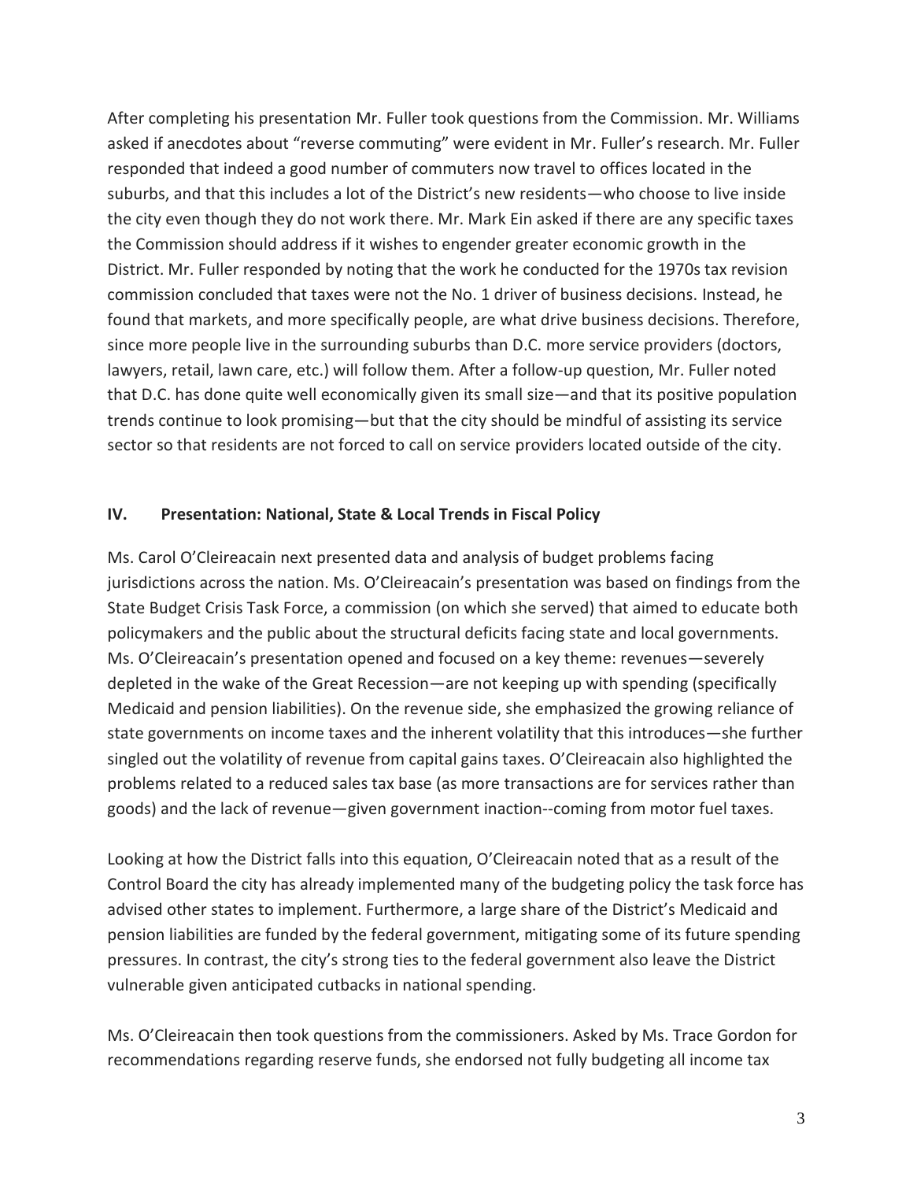After completing his presentation Mr. Fuller took questions from the Commission. Mr. Williams asked if anecdotes about "reverse commuting" were evident in Mr. Fuller's research. Mr. Fuller responded that indeed a good number of commuters now travel to offices located in the suburbs, and that this includes a lot of the District's new residents—who choose to live inside the city even though they do not work there. Mr. Mark Ein asked if there are any specific taxes the Commission should address if it wishes to engender greater economic growth in the District. Mr. Fuller responded by noting that the work he conducted for the 1970s tax revision commission concluded that taxes were not the No. 1 driver of business decisions. Instead, he found that markets, and more specifically people, are what drive business decisions. Therefore, since more people live in the surrounding suburbs than D.C. more service providers (doctors, lawyers, retail, lawn care, etc.) will follow them. After a follow-up question, Mr. Fuller noted that D.C. has done quite well economically given its small size—and that its positive population trends continue to look promising—but that the city should be mindful of assisting its service sector so that residents are not forced to call on service providers located outside of the city.

## IV. Presentation: National, State & Local Trends in Fiscal Policy

Ms. Carol O'Cleireacain next presented data and analysis of budget problems facing jurisdictions across the nation. Ms. O'Cleireacain's presentation was based on findings from the State Budget Crisis Task Force, a commission (on which she served) that aimed to educate both policymakers and the public about the structural deficits facing state and local governments. Ms. O'Cleireacain's presentation opened and focused on a key theme: revenues—severely depleted in the wake of the Great Recession—are not keeping up with spending (specifically Medicaid and pension liabilities). On the revenue side, she emphasized the growing reliance of state governments on income taxes and the inherent volatility that this introduces—she further singled out the volatility of revenue from capital gains taxes. O'Cleireacain also highlighted the problems related to a reduced sales tax base (as more transactions are for services rather than goods) and the lack of revenue—given government inaction--coming from motor fuel taxes.

Looking at how the District falls into this equation, O'Cleireacain noted that as a result of the Control Board the city has already implemented many of the budgeting policy the task force has advised other states to implement. Furthermore, a large share of the District's Medicaid and pension liabilities are funded by the federal government, mitigating some of its future spending pressures. In contrast, the city's strong ties to the federal government also leave the District vulnerable given anticipated cutbacks in national spending.

Ms. O'Cleireacain then took questions from the commissioners. Asked by Ms. Trace Gordon for recommendations regarding reserve funds, she endorsed not fully budgeting all income tax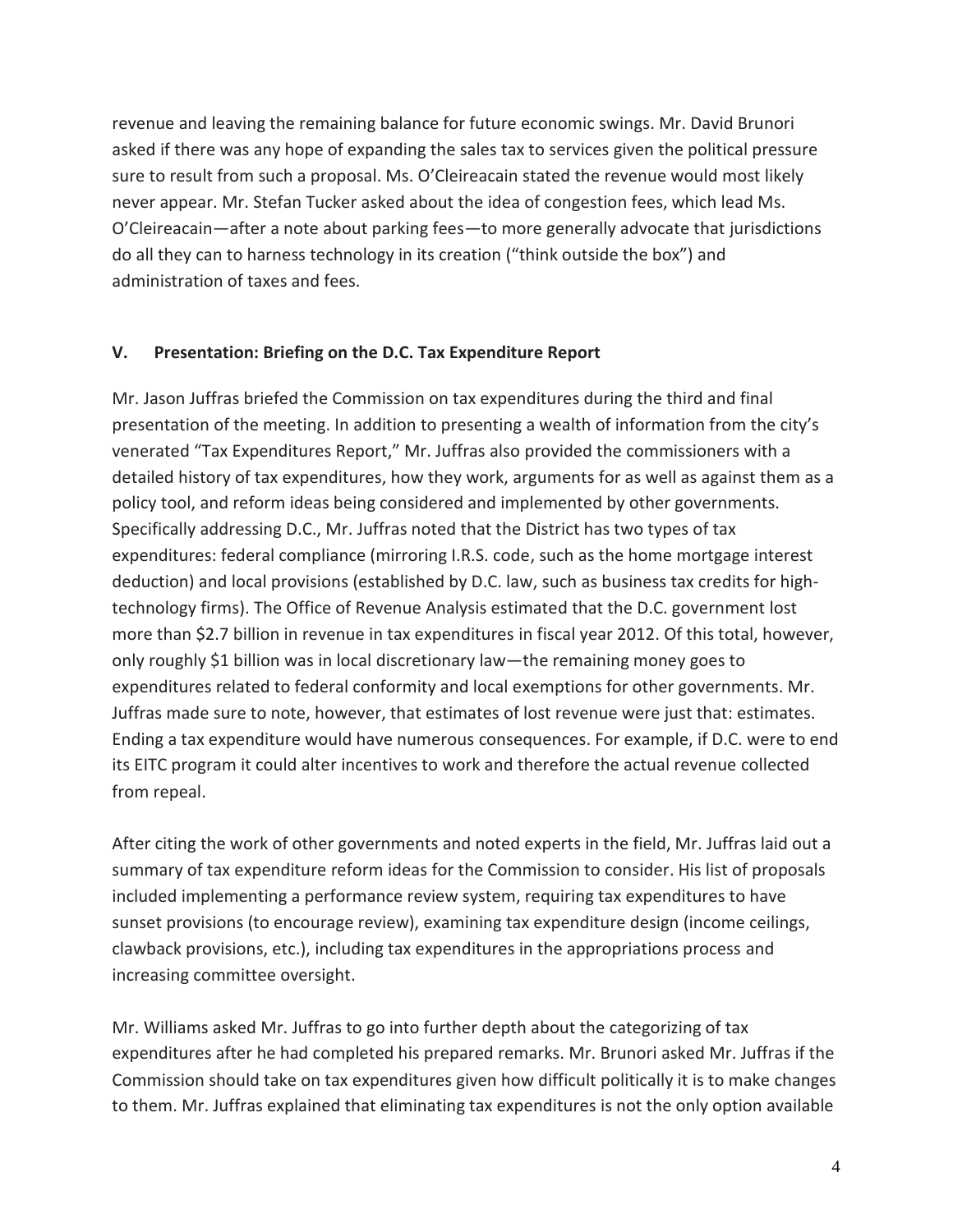revenue and leaving the remaining balance for future economic swings. Mr. David Brunori asked if there was any hope of expanding the sales tax to services given the political pressure sure to result from such a proposal. Ms. O'Cleireacain stated the revenue would most likely never appear. Mr. Stefan Tucker asked about the idea of congestion fees, which lead Ms. O'Cleireacain—after a note about parking fees—to more generally advocate that jurisdictions do all they can to harness technology in its creation ("think outside the box") and administration of taxes and fees.

## V. Presentation: Briefing on the D.C. Tax Expenditure Report

Mr. Jason Juffras briefed the Commission on tax expenditures during the third and final presentation of the meeting. In addition to presenting a wealth of information from the city's venerated "Tax Expenditures Report," Mr. Juffras also provided the commissioners with a detailed history of tax expenditures, how they work, arguments for as well as against them as a policy tool, and reform ideas being considered and implemented by other governments. Specifically addressing D.C., Mr. Juffras noted that the District has two types of tax expenditures: federal compliance (mirroring I.R.S. code, such as the home mortgage interest deduction) and local provisions (established by D.C. law, such as business tax credits for high-technology firms). The Office of Revenue Analysis estimated that the D.C. government lost more than $2.7 billion in revenue in tax expenditures in fiscal year 2012. Of this total, however, only roughly $1 billion was in local discretionary law—the remaining money goes to expenditures related to federal conformity and local exemptions for other governments. Mr. Juffras made sure to note, however, that estimates of lost revenue were just that: estimates. Ending a tax expenditure would have numerous consequences. For example, if D.C. were to end its EITC program it could alter incentives to work and therefore the actual revenue collected from repeal.

After citing the work of other governments and noted experts in the field, Mr. Juffras laid out a summary of tax expenditure reform ideas for the Commission to consider. His list of proposals included implementing a performance review system, requiring tax expenditures to have sunset provisions (to encourage review), examining tax expenditure design (income ceilings, clawback provisions, etc.), including tax expenditures in the appropriations process and increasing committee oversight.

Mr. Williams asked Mr. Juffras to go into further depth about the categorizing of tax expenditures after he had completed his prepared remarks. Mr. Brunori asked Mr. Juffras if the Commission should take on tax expenditures given how difficult politically it is to make changes to them. Mr. Juffras explained that eliminating tax expenditures is not the only option available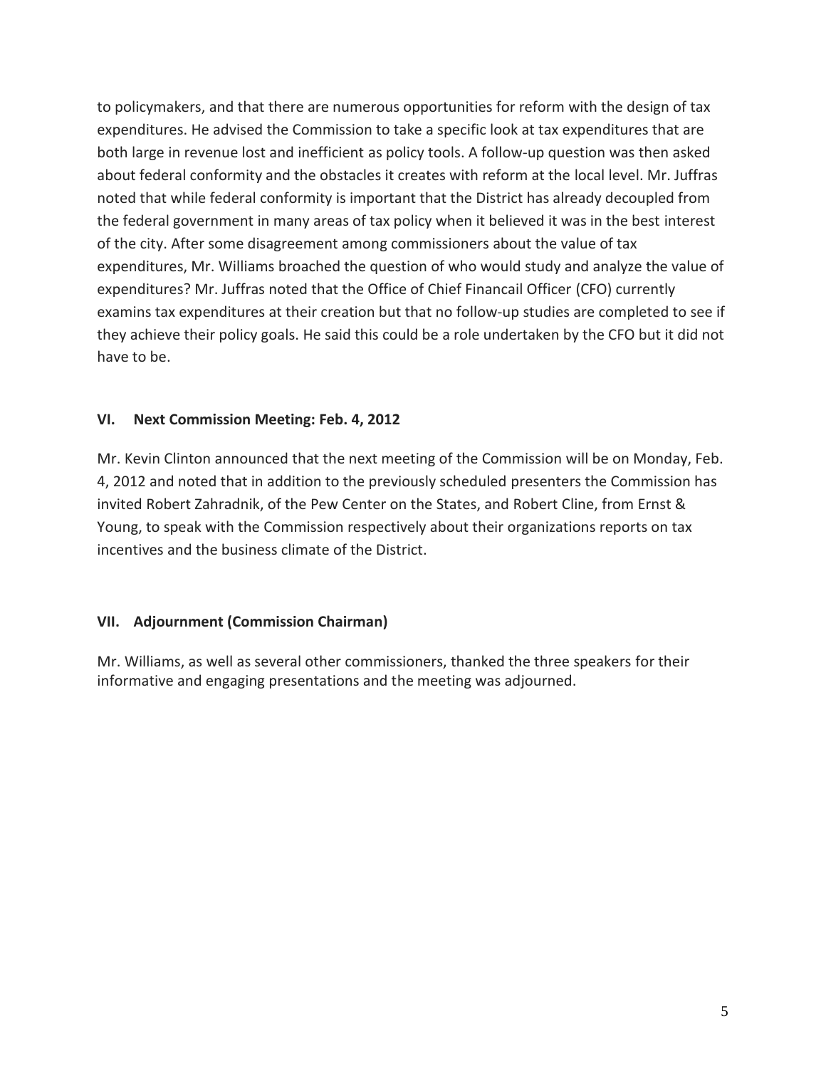to policymakers, and that there are numerous opportunities for reform with the design of tax expenditures. He advised the Commission to take a specific look at tax expenditures that are both large in revenue lost and inefficient as policy tools. A follow-up question was then asked about federal conformity and the obstacles it creates with reform at the local level. Mr. Juffras noted that while federal conformity is important that the District has already decoupled from the federal government in many areas of tax policy when it believed it was in the best interest of the city. After some disagreement among commissioners about the value of tax expenditures, Mr. Williams broached the question of who would study and analyze the value of expenditures? Mr. Juffras noted that the Office of Chief Financail Officer (CFO) currently examins tax expenditures at their creation but that no follow-up studies are completed to see if they achieve their policy goals. He said this could be a role undertaken by the CFO but it did not have to be.

## VI. Next Commission Meeting: Feb. 4, 2012

Mr. Kevin Clinton announced that the next meeting of the Commission will be on Monday, Feb. 4, 2012 and noted that in addition to the previously scheduled presenters the Commission has invited Robert Zahradnik, of the Pew Center on the States, and Robert Cline, from Ernst & Young, to speak with the Commission respectively about their organizations reports on tax incentives and the business climate of the District.

## VII. Adjournment (Commission Chairman)

Mr. Williams, as well as several other commissioners, thanked the three speakers for their informative and engaging presentations and the meeting was adjourned.